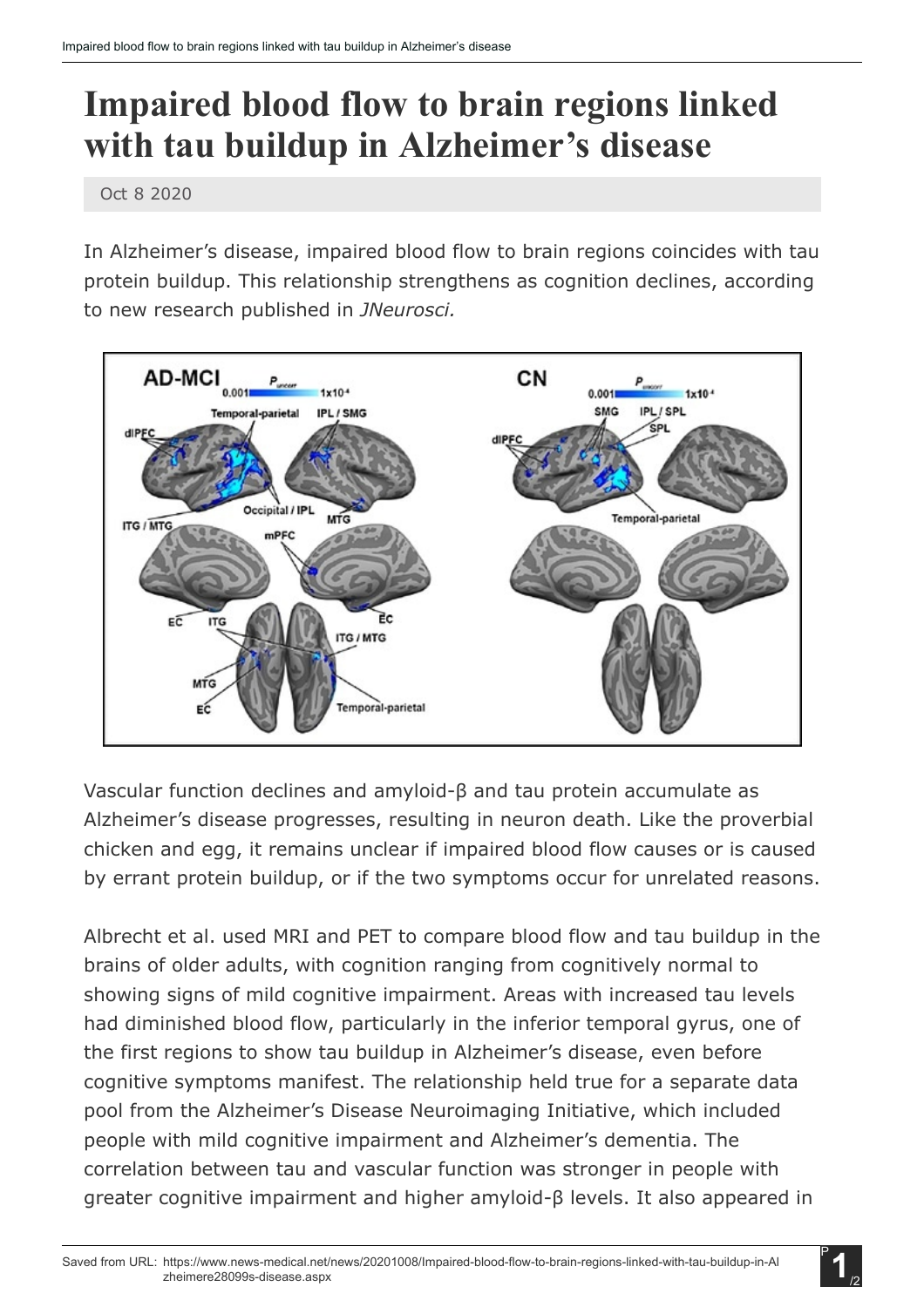# Impaired blood flow to brain regions linked with tau buildup in Alzheimer's disease

Oct 8 2020

In Alzheimer's disease, impaired blood flow to brain regions coincides with tau protein buildup. This relationship strengthens as cognition declines, according to new research published in *JNeurosci.*

Vascular function declines and amyloid-β and tau protein accumulate as Alzheimer's disease progresses, resulting in neuron death. Like the proverbial chicken and egg, it remains unclear if impaired blood flow causes or is caused by errant protein buildup, or if the two symptoms occur for unrelated reasons.

Albrecht et al. used MRI and PET to compare blood flow and tau buildup in the brains of older adults, with cognition ranging from cognitively normal to showing signs of mild cognitive impairment. Areas with increased tau levels had diminished blood flow, particularly in the inferior temporal gyrus, one of the first regions to show tau buildup in Alzheimer's disease, even before cognitive symptoms manifest. The relationship held true for a separate data pool from the Alzheimer's Disease Neuroimaging Initiative, which included people with mild cognitive impairment and Alzheimer's dementia. The correlation between tau and vascular function was stronger in people with greater cognitive impairment and higher amyloid-β levels. It also appeared in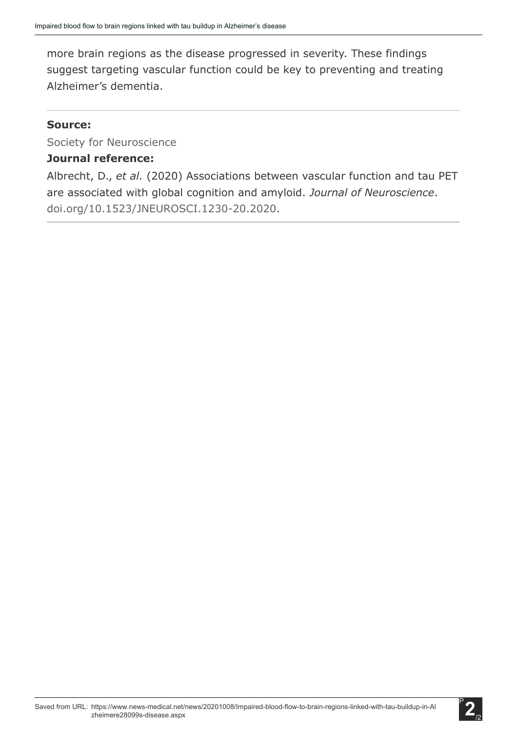more brain regions as the disease progressed in severity. These findings suggest targeting vascular function could be key to preventing and treating Alzheimer's dementia.

---

**Source:**

Society for Neuroscience

**Journal reference:**

Albrecht, D., *et al.* (2020) Associations between vascular function and tau PET are associated with global cognition and amyloid. *Journal of Neuroscience*. doi.org/10.1523/JNEUROSCI.1230-20.2020.

---